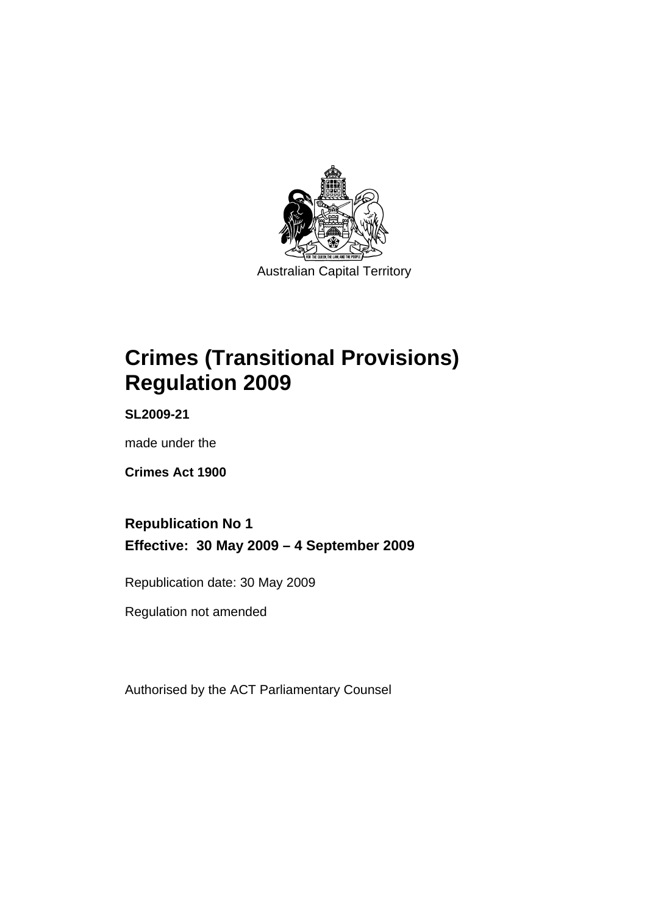Australian Capital Territory

# Crimes (Transitional Provisions) Regulation 2009

**SL2009-21**

made under the

**Crimes Act 1900**

## Republication No 1

## Effective: 30 May 2009 – 4 September 2009

Republication date: 30 May 2009

Regulation not amended

Authorised by the ACT Parliamentary Counsel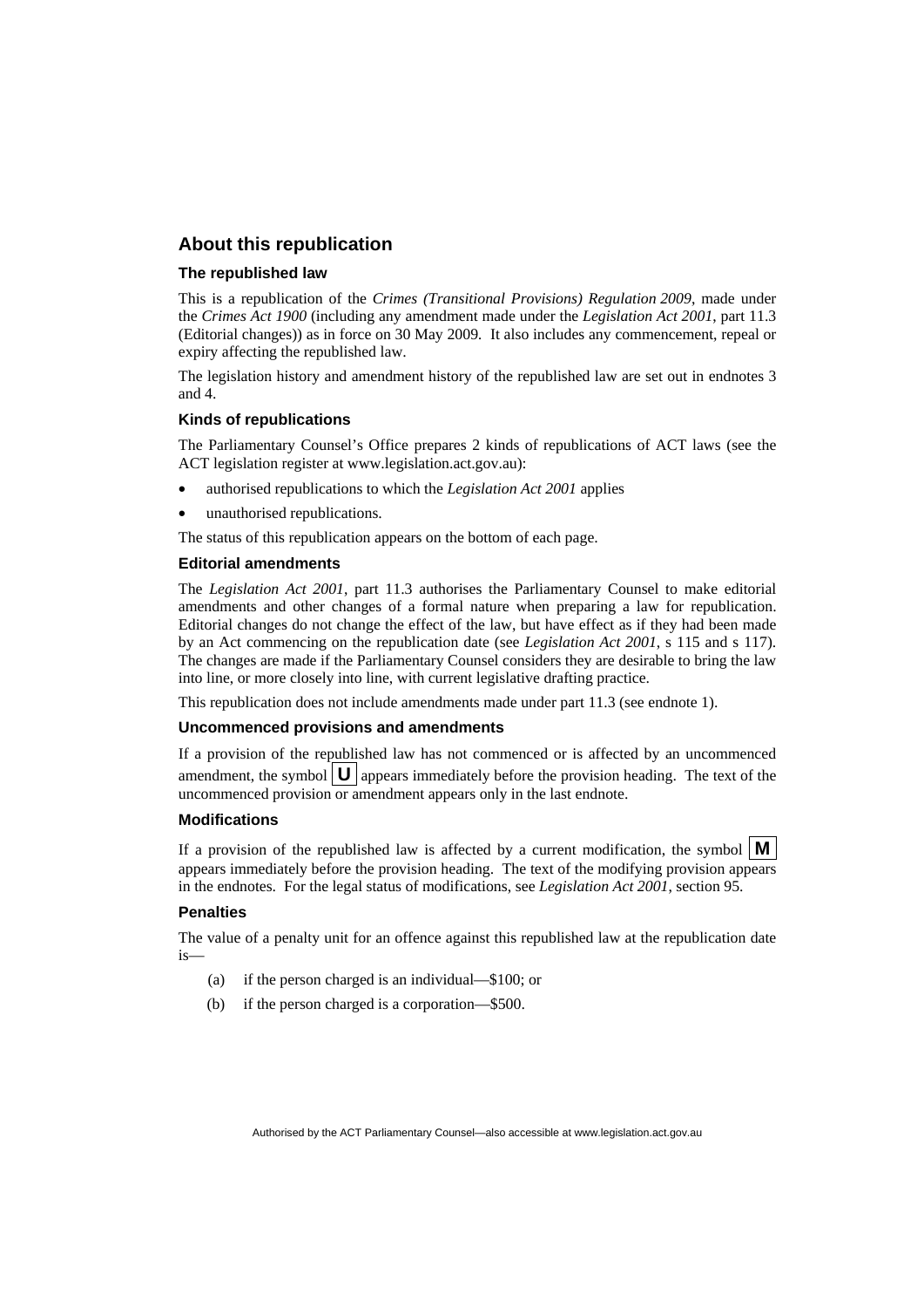## About this republication

### The republished law

This is a republication of the *Crimes (Transitional Provisions) Regulation 2009*, made under the *Crimes Act 1900* (including any amendment made under the *Legislation Act 2001*, part 11.3 (Editorial changes)) as in force on 30 May 2009. It also includes any commencement, repeal or expiry affecting the republished law.

The legislation history and amendment history of the republished law are set out in endnotes 3 and 4.

### Kinds of republications

The Parliamentary Counsel's Office prepares 2 kinds of republications of ACT laws (see the ACT legislation register at www.legislation.act.gov.au):

- authorised republications to which the *Legislation Act 2001* applies
- unauthorised republications.

The status of this republication appears on the bottom of each page.

### Editorial amendments

The *Legislation Act 2001*, part 11.3 authorises the Parliamentary Counsel to make editorial amendments and other changes of a formal nature when preparing a law for republication. Editorial changes do not change the effect of the law, but have effect as if they had been made by an Act commencing on the republication date (see *Legislation Act 2001*, s 115 and s 117). The changes are made if the Parliamentary Counsel considers they are desirable to bring the law into line, or more closely into line, with current legislative drafting practice.

This republication does not include amendments made under part 11.3 (see endnote 1).

### Uncommenced provisions and amendments

If a provision of the republished law has not commenced or is affected by an uncommenced amendment, the symbol **U** appears immediately before the provision heading. The text of the uncommenced provision or amendment appears only in the last endnote.

### Modifications

If a provision of the republished law is affected by a current modification, the symbol **M** appears immediately before the provision heading. The text of the modifying provision appears in the endnotes. For the legal status of modifications, see *Legislation Act 2001*, section 95.

### Penalties

The value of a penalty unit for an offence against this republished law at the republication date is—

(a) if the person charged is an individual—$100; or

(b) if the person charged is a corporation—$500.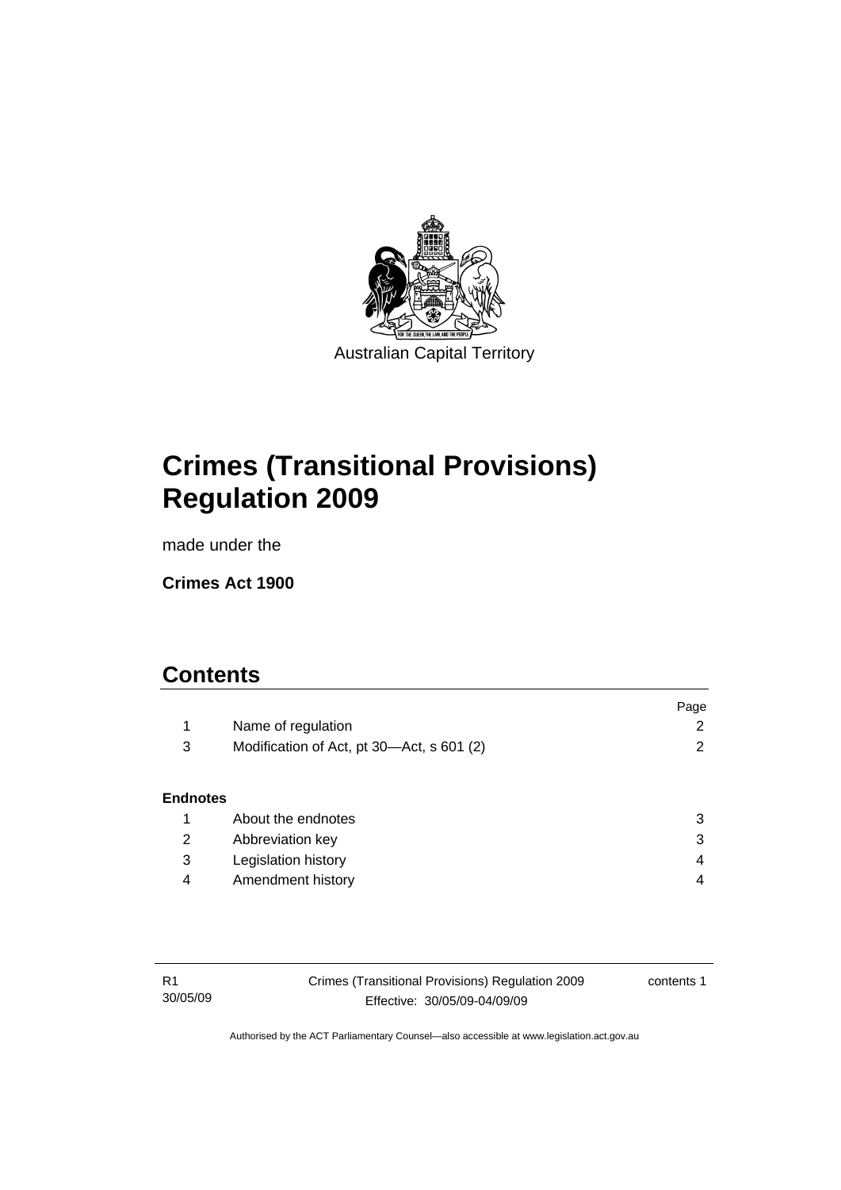Australian Capital Territory

# Crimes (Transitional Provisions) Regulation 2009

made under the

**Crimes Act 1900**

## Contents

| | | Page |
|---|---|---|
| 1 | Name of regulation | 2 |
| 3 | Modification of Act, pt 30—Act, s 601 (2) | 2 |
| **Endnotes** | | |
| 1 | About the endnotes | 3 |
| 2 | Abbreviation key | 3 |
| 3 | Legislation history | 4 |
| 4 | Amendment history | 4 |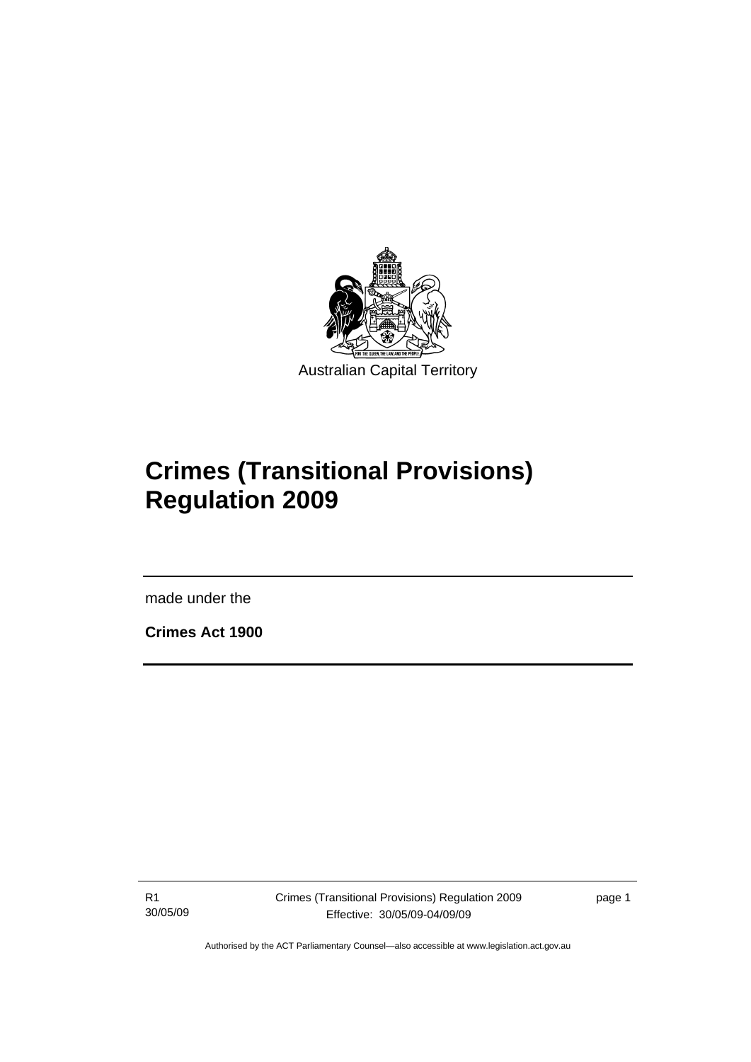Australian Capital Territory

# Crimes (Transitional Provisions) Regulation 2009

made under the

**Crimes Act 1900**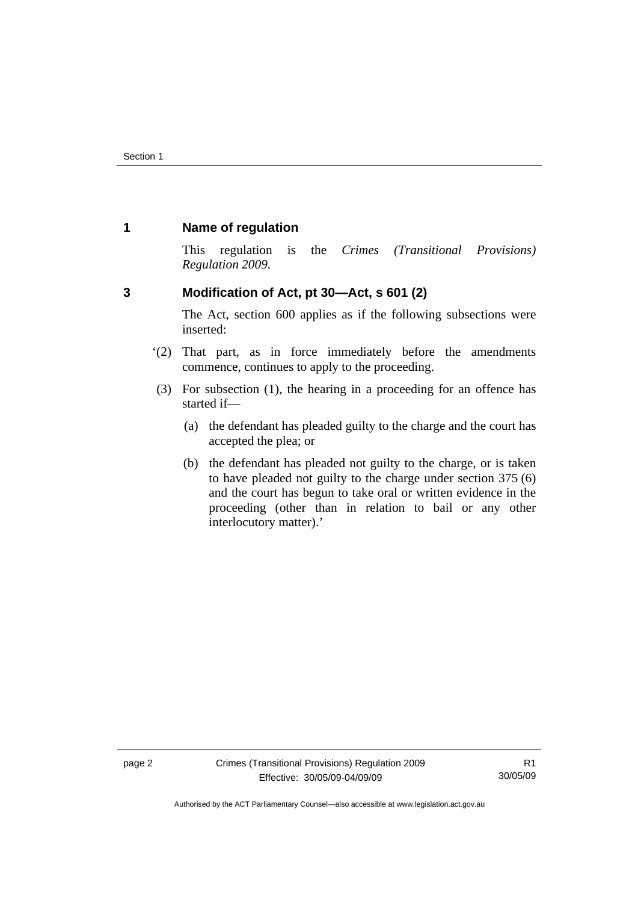## 1 Name of regulation

This regulation is the *Crimes (Transitional Provisions) Regulation 2009*.

## 3 Modification of Act, pt 30—Act, s 601 (2)

The Act, section 600 applies as if the following subsections were inserted:

'(2) That part, as in force immediately before the amendments commence, continues to apply to the proceeding.

(3) For subsection (1), the hearing in a proceeding for an offence has started if—

(a) the defendant has pleaded guilty to the charge and the court has accepted the plea; or

(b) the defendant has pleaded not guilty to the charge, or is taken to have pleaded not guilty to the charge under section 375 (6) and the court has begun to take oral or written evidence in the proceeding (other than in relation to bail or any other interlocutory matter).'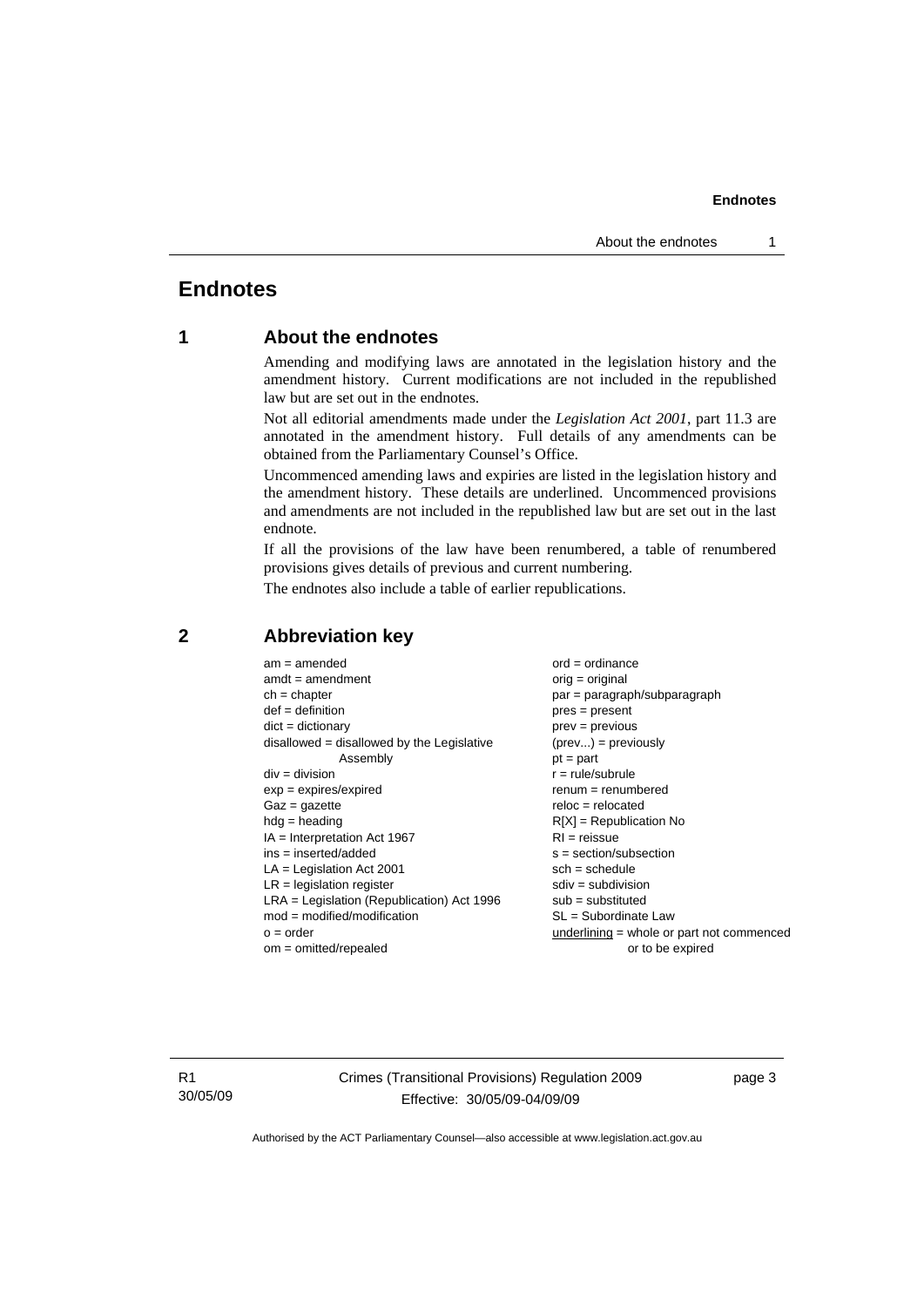# Endnotes

## 1 About the endnotes

Amending and modifying laws are annotated in the legislation history and the amendment history. Current modifications are not included in the republished law but are set out in the endnotes.

Not all editorial amendments made under the *Legislation Act 2001*, part 11.3 are annotated in the amendment history. Full details of any amendments can be obtained from the Parliamentary Counsel's Office.

Uncommenced amending laws and expiries are listed in the legislation history and the amendment history. These details are underlined. Uncommenced provisions and amendments are not included in the republished law but are set out in the last endnote.

If all the provisions of the law have been renumbered, a table of renumbered provisions gives details of previous and current numbering.

The endnotes also include a table of earlier republications.

## 2 Abbreviation key

am = amended
amdt = amendment
ch = chapter
def = definition
dict = dictionary
disallowed = disallowed by the Legislative Assembly
div = division
exp = expires/expired
Gaz = gazette
hdg = heading
IA = Interpretation Act 1967
ins = inserted/added
LA = Legislation Act 2001
LR = legislation register
LRA = Legislation (Republication) Act 1996
mod = modified/modification
o = order
om = omitted/repealed
ord = ordinance
orig = original
par = paragraph/subparagraph
pres = present
prev = previous
(prev...) = previously
pt = part
r = rule/subrule
renum = renumbered
reloc = relocated
R[X] = Republication No
RI = reissue
s = section/subsection
sch = schedule
sdiv = subdivision
sub = substituted
SL = Subordinate Law
underlining = whole or part not commenced or to be expired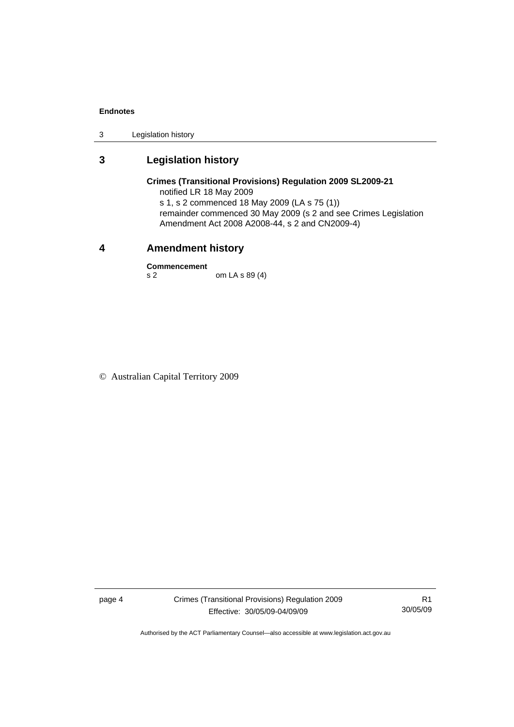## 3 Legislation history

**Crimes (Transitional Provisions) Regulation 2009 SL2009-21**

notified LR 18 May 2009

s 1, s 2 commenced 18 May 2009 (LA s 75 (1))

remainder commenced 30 May 2009 (s 2 and see Crimes Legislation Amendment Act 2008 A2008-44, s 2 and CN2009-4)

## 4 Amendment history

**Commencement**

s 2 om LA s 89 (4)

© Australian Capital Territory 2009